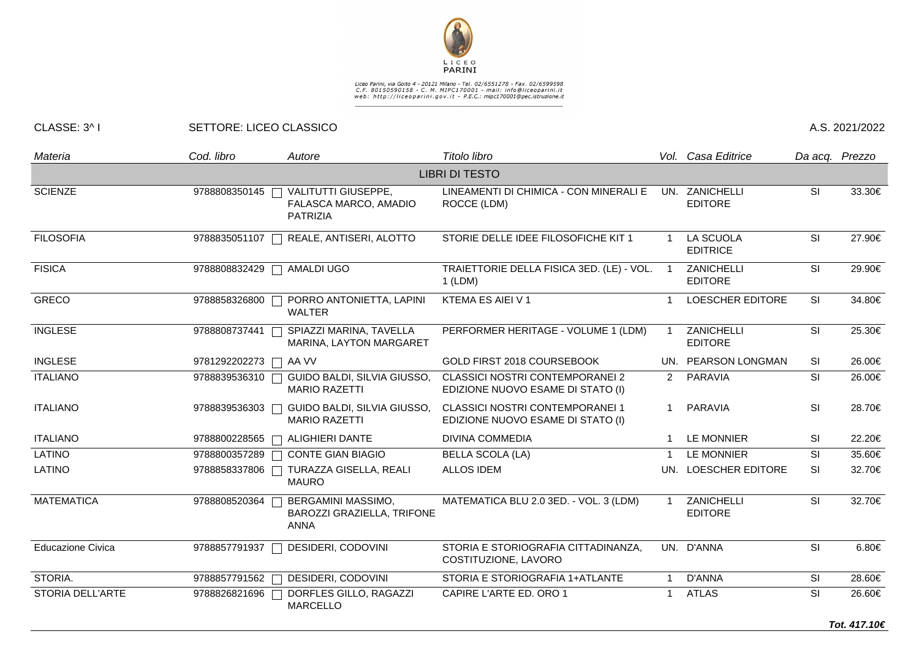Liceo Parini, via Goito 4 - 20121 Milano - Tel. 02/6551278 - Fax. 02/6599598
C.F. 80150590158 - C. M. MIPC170001 - mail: info@liceoparini.it
web: http://liceoparini.gov.it - P.E.C.: mipc170001@pec.istruzione.it

CLASSE: 3^ I SETTORE: LICEO CLASSICO A.S. 2021/2022

| *Materia* | *Cod. libro* | *Autore* | *Titolo libro* | *Vol.* | *Casa Editrice* | *Da acq.* | *Prezzo* |
|---|---|---|---|---|---|---|---|
| | | | LIBRI DI TESTO | | | | |
| SCIENZE | 9788808350145 | VALITUTTI GIUSEPPE, FALASCA MARCO, AMADIO PATRIZIA | LINEAMENTI DI CHIMICA - CON MINERALI E ROCCE (LDM) | UN. | ZANICHELLI EDITORE | SI | 33.30€ |
| FILOSOFIA | 9788835051107 | REALE, ANTISERI, ALOTTO | STORIE DELLE IDEE FILOSOFICHE KIT 1 | 1 | LA SCUOLA EDITRICE | SI | 27.90€ |
| FISICA | 9788808832429 | AMALDI UGO | TRAIETTORIE DELLA FISICA 3ED. (LE) - VOL. 1 (LDM) | 1 | ZANICHELLI EDITORE | SI | 29.90€ |
| GRECO | 9788858326800 | PORRO ANTONIETTA, LAPINI WALTER | KTEMA ES AIEI V 1 | 1 | LOESCHER EDITORE | SI | 34.80€ |
| INGLESE | 9788808737441 | SPIAZZI MARINA, TAVELLA MARINA, LAYTON MARGARET | PERFORMER HERITAGE - VOLUME 1 (LDM) | 1 | ZANICHELLI EDITORE | SI | 25.30€ |
| INGLESE | 9781292202273 | AA VV | GOLD FIRST 2018 COURSEBOOK | UN. | PEARSON LONGMAN | SI | 26.00€ |
| ITALIANO | 9788839536310 | GUIDO BALDI, SILVIA GIUSSO, MARIO RAZETTI | CLASSICI NOSTRI CONTEMPORANEI 2 EDIZIONE NUOVO ESAME DI STATO (I) | 2 | PARAVIA | SI | 26.00€ |
| ITALIANO | 9788839536303 | GUIDO BALDI, SILVIA GIUSSO, MARIO RAZETTI | CLASSICI NOSTRI CONTEMPORANEI 1 EDIZIONE NUOVO ESAME DI STATO (I) | 1 | PARAVIA | SI | 28.70€ |
| ITALIANO | 9788800228565 | ALIGHIERI DANTE | DIVINA COMMEDIA | 1 | LE MONNIER | SI | 22.20€ |
| LATINO | 9788800357289 | CONTE GIAN BIAGIO | BELLA SCOLA (LA) | 1 | LE MONNIER | SI | 35.60€ |
| LATINO | 9788858337806 | TURAZZA GISELLA, REALI MAURO | ALLOS IDEM | UN. | LOESCHER EDITORE | SI | 32.70€ |
| MATEMATICA | 9788808520364 | BERGAMINI MASSIMO, BAROZZI GRAZIELLA, TRIFONE ANNA | MATEMATICA BLU 2.0 3ED. - VOL. 3 (LDM) | 1 | ZANICHELLI EDITORE | SI | 32.70€ |
| Educazione Civica | 9788857791937 | DESIDERI, CODOVINI | STORIA E STORIOGRAFIA CITTADINANZA, COSTITUZIONE, LAVORO | UN. | D'ANNA | SI | 6.80€ |
| STORIA. | 9788857791562 | DESIDERI, CODOVINI | STORIA E STORIOGRAFIA 1+ATLANTE | 1 | D'ANNA | SI | 28.60€ |
| STORIA DELL'ARTE | 9788826821696 | DORFLES GILLO, RAGAZZI MARCELLO | CAPIRE L'ARTE ED. ORO 1 | 1 | ATLAS | SI | 26.60€ |

***Tot. 417.10€***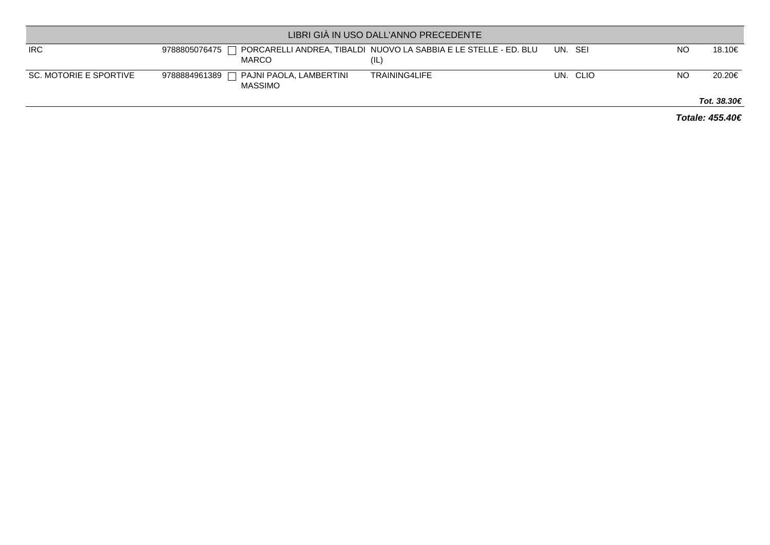| LIBRI GIÀ IN USO DALL'ANNO PRECEDENTE | | | | | | | | |
| --- | --- | --- | --- | --- | --- | --- | --- | --- |
| IRC | 9788805076475 | ☐ | PORCARELLI ANDREA, TIBALDI MARCO | NUOVO LA SABBIA E LE STELLE - ED. BLU (IL) | UN. | SEI | NO | 18.10€ |
| SC. MOTORIE E SPORTIVE | 9788884961389 | ☐ | PAJNI PAOLA, LAMBERTINI MASSIMO | TRAINING4LIFE | UN. | CLIO | NO | 20.20€ |
| | | | | | | | | ***Tot. 38.30€*** |

***Totale: 455.40€***